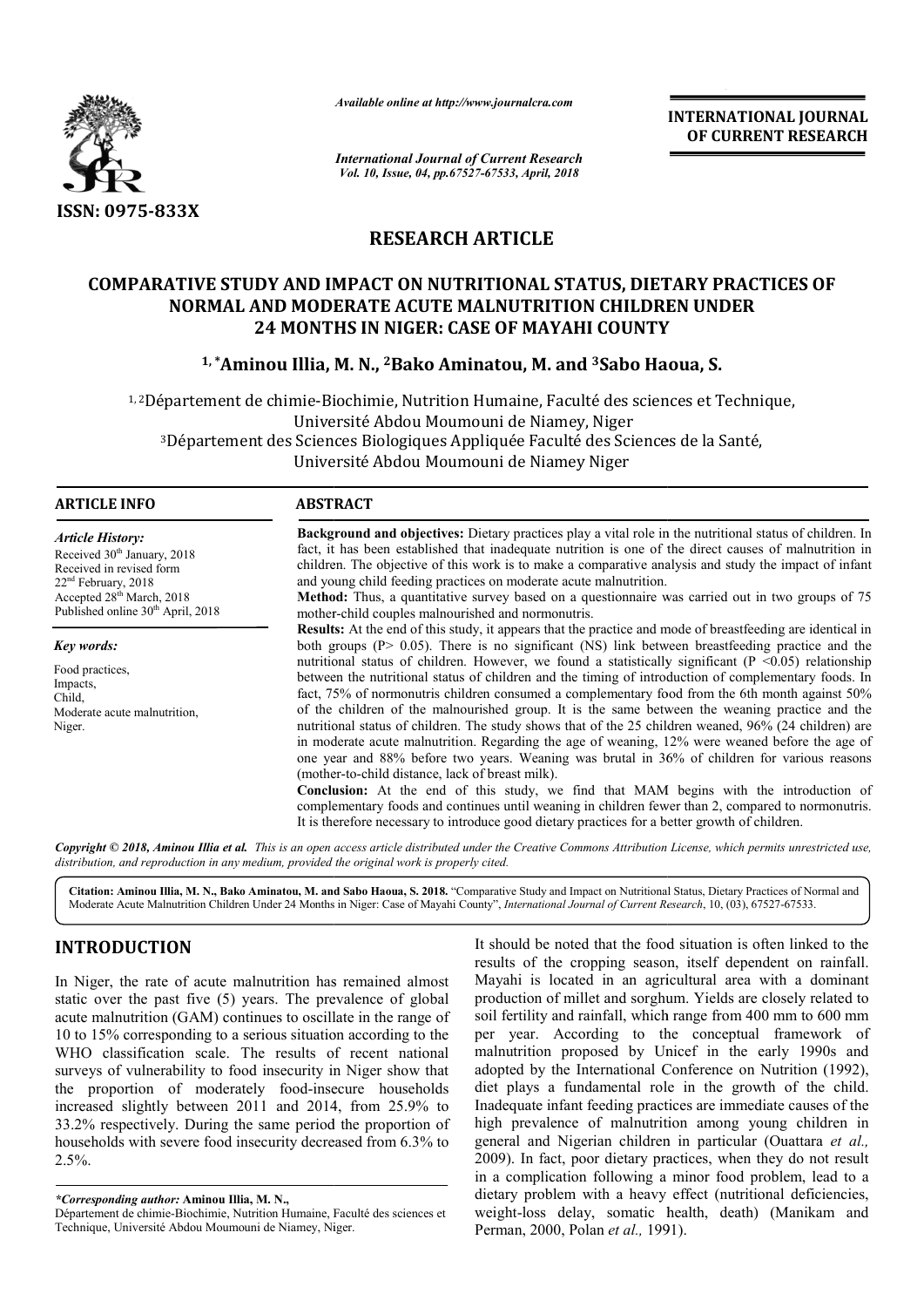ISSN: 0975-833X

*Available online at http://www.journalcra.com*

*International Journal of Current Research*
*Vol. 10, Issue, 04, pp.67527-67533, April, 2018*

**INTERNATIONAL JOURNAL OF CURRENT RESEARCH**

# RESEARCH ARTICLE

## COMPARATIVE STUDY AND IMPACT ON NUTRITIONAL STATUS, DIETARY PRACTICES OF NORMAL AND MODERATE ACUTE MALNUTRITION CHILDREN UNDER 24 MONTHS IN NIGER: CASE OF MAYAHI COUNTY

**[1,*]Aminou Illia, M. N., [2]Bako Aminatou, M. and [3]Sabo Haoua, S.**

[1,2]Département de chimie-Biochimie, Nutrition Humaine, Faculté des sciences et Technique, Université Abdou Moumouni de Niamey, Niger
[3]Département des Sciences Biologiques Appliquée Faculté des Sciences de la Santé, Université Abdou Moumouni de Niamey Niger

### ARTICLE INFO

*Article History:*
Received 30th January, 2018
Received in revised form 22nd February, 2018
Accepted 28th March, 2018
Published online 30th April, 2018

*Key words:*
Food practices,
Impacts,
Child,
Moderate acute malnutrition,
Niger.

### ABSTRACT

**Background and objectives:** Dietary practices play a vital role in the nutritional status of children. In fact, it has been established that inadequate nutrition is one of the direct causes of malnutrition in children. The objective of this work is to make a comparative analysis and study the impact of infant and young child feeding practices on moderate acute malnutrition.

**Method:** Thus, a quantitative survey based on a questionnaire was carried out in two groups of 75 mother-child couples malnourished and normonutris.

**Results:** At the end of this study, it appears that the practice and mode of breastfeeding are identical in both groups (P> 0.05). There is no significant (NS) link between breastfeeding practice and the nutritional status of children. However, we found a statistically significant (P <0.05) relationship between the nutritional status of children and the timing of introduction of complementary foods. In fact, 75% of normonutris children consumed a complementary food from the 6th month against 50% of the children of the malnourished group. It is the same between the weaning practice and the nutritional status of children. The study shows that of the 25 children weaned, 96% (24 children) are in moderate acute malnutrition. Regarding the age of weaning, 12% were weaned before the age of one year and 88% before two years. Weaning was brutal in 36% of children for various reasons (mother-to-child distance, lack of breast milk).

**Conclusion:** At the end of this study, we find that MAM begins with the introduction of complementary foods and continues until weaning in children fewer than 2, compared to normonutris. It is therefore necessary to introduce good dietary practices for a better growth of children.

***Copyright © 2018, Aminou Illia et al.*** *This is an open access article distributed under the Creative Commons Attribution License, which permits unrestricted use, distribution, and reproduction in any medium, provided the original work is properly cited.*

**Citation: Aminou Illia, M. N., Bako Aminatou, M. and Sabo Haoua, S. 2018.** "Comparative Study and Impact on Nutritional Status, Dietary Practices of Normal and Moderate Acute Malnutrition Children Under 24 Months in Niger: Case of Mayahi County", *International Journal of Current Research*, 10, (03), 67527-67533.

## INTRODUCTION

In Niger, the rate of acute malnutrition has remained almost static over the past five (5) years. The prevalence of global acute malnutrition (GAM) continues to oscillate in the range of 10 to 15% corresponding to a serious situation according to the WHO classification scale. The results of recent national surveys of vulnerability to food insecurity in Niger show that the proportion of moderately food-insecure households increased slightly between 2011 and 2014, from 25.9% to 33.2% respectively. During the same period the proportion of households with severe food insecurity decreased from 6.3% to 2.5%.

It should be noted that the food situation is often linked to the results of the cropping season, itself dependent on rainfall. Mayahi is located in an agricultural area with a dominant production of millet and sorghum. Yields are closely related to soil fertility and rainfall, which range from 400 mm to 600 mm per year. According to the conceptual framework of malnutrition proposed by Unicef in the early 1990s and adopted by the International Conference on Nutrition (1992), diet plays a fundamental role in the growth of the child. Inadequate infant feeding practices are immediate causes of the high prevalence of malnutrition among young children in general and Nigerian children in particular (Ouattara *et al.,* 2009). In fact, poor dietary practices, when they do not result in a complication following a minor food problem, lead to a dietary problem with a heavy effect (nutritional deficiencies, weight-loss delay, somatic health, death) (Manikam and Perman, 2000, Polan *et al.,* 1991).

*\*Corresponding author:* **Aminou Illia, M. N.,**
Département de chimie-Biochimie, Nutrition Humaine, Faculté des sciences et Technique, Université Abdou Moumouni de Niamey, Niger.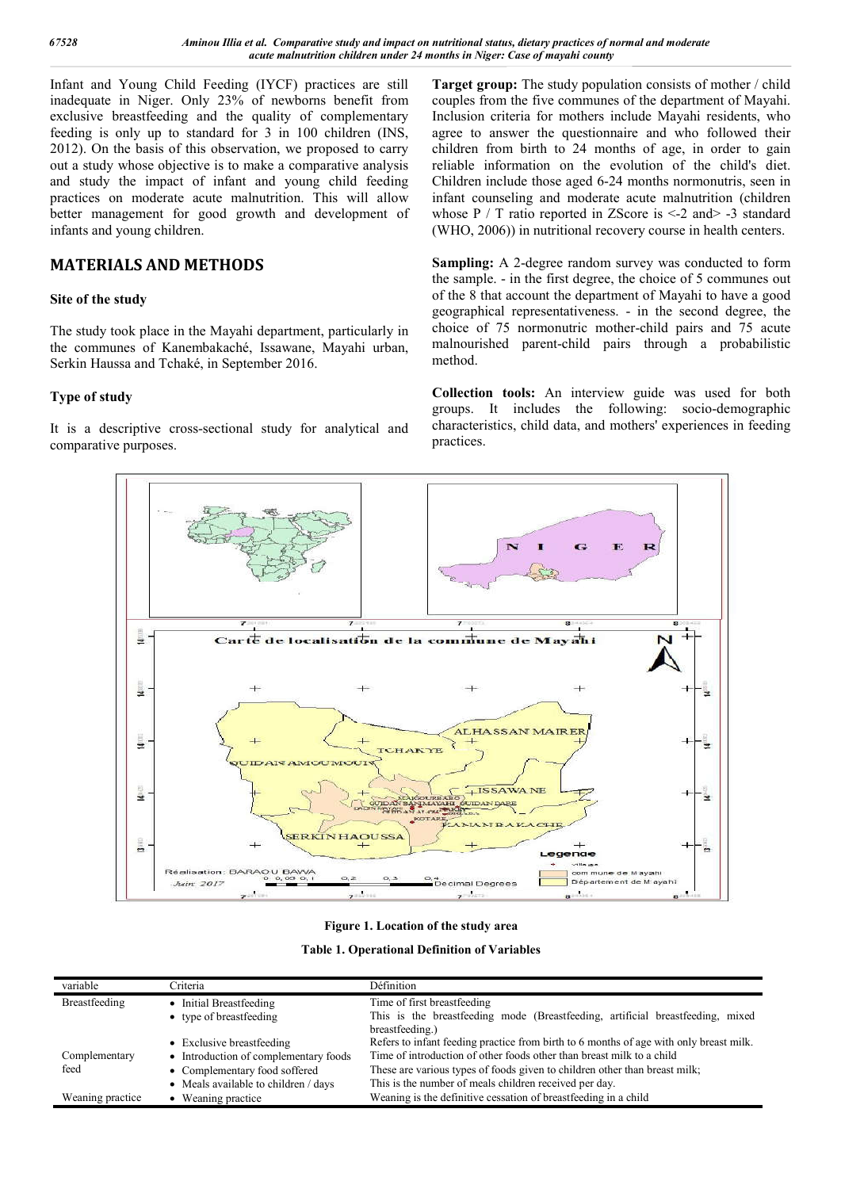Infant and Young Child Feeding (IYCF) practices are still inadequate in Niger. Only 23% of newborns benefit from exclusive breastfeeding and the quality of complementary feeding is only up to standard for 3 in 100 children (INS, 2012). On the basis of this observation, we proposed to carry out a study whose objective is to make a comparative analysis and study the impact of infant and young child feeding practices on moderate acute malnutrition. This will allow better management for good growth and development of infants and young children.

## MATERIALS AND METHODS

### Site of the study

The study took place in the Mayahi department, particularly in the communes of Kanembakaché, Issawane, Mayahi urban, Serkin Haussa and Tchaké, in September 2016.

### Type of study

It is a descriptive cross-sectional study for analytical and comparative purposes.

**Target group:** The study population consists of mother / child couples from the five communes of the department of Mayahi. Inclusion criteria for mothers include Mayahi residents, who agree to answer the questionnaire and who followed their children from birth to 24 months of age, in order to gain reliable information on the evolution of the child's diet. Children include those aged 6-24 months normonutris, seen in infant counseling and moderate acute malnutrition (children whose P / T ratio reported in ZScore is <-2 and> -3 standard (WHO, 2006)) in nutritional recovery course in health centers.

**Sampling:** A 2-degree random survey was conducted to form the sample. - in the first degree, the choice of 5 communes out of the 8 that account the department of Mayahi to have a good geographical representativeness. - in the second degree, the choice of 75 normonutric mother-child pairs and 75 acute malnourished parent-child pairs through a probabilistic method.

**Collection tools:** An interview guide was used for both groups. It includes the following: socio-demographic characteristics, child data, and mothers' experiences in feeding practices.

**Figure 1. Location of the study area**

**Table 1. Operational Definition of Variables**

| variable | Criteria | Définition |
|---|---|---|
| Breastfeeding | • Initial Breastfeeding | Time of first breastfeeding |
| | • type of breastfeeding | This is the breastfeeding mode (Breastfeeding, artificial breastfeeding, mixed breastfeeding.) |
| | • Exclusive breastfeeding | Refers to infant feeding practice from birth to 6 months of age with only breast milk. |
| Complementary feed | • Introduction of complementary foods | Time of introduction of other foods other than breast milk to a child |
| | • Complementary food soffered | These are various types of foods given to children other than breast milk; |
| | • Meals available to children / days | This is the number of meals children received per day. |
| Weaning practice | • Weaning practice | Weaning is the definitive cessation of breastfeeding in a child |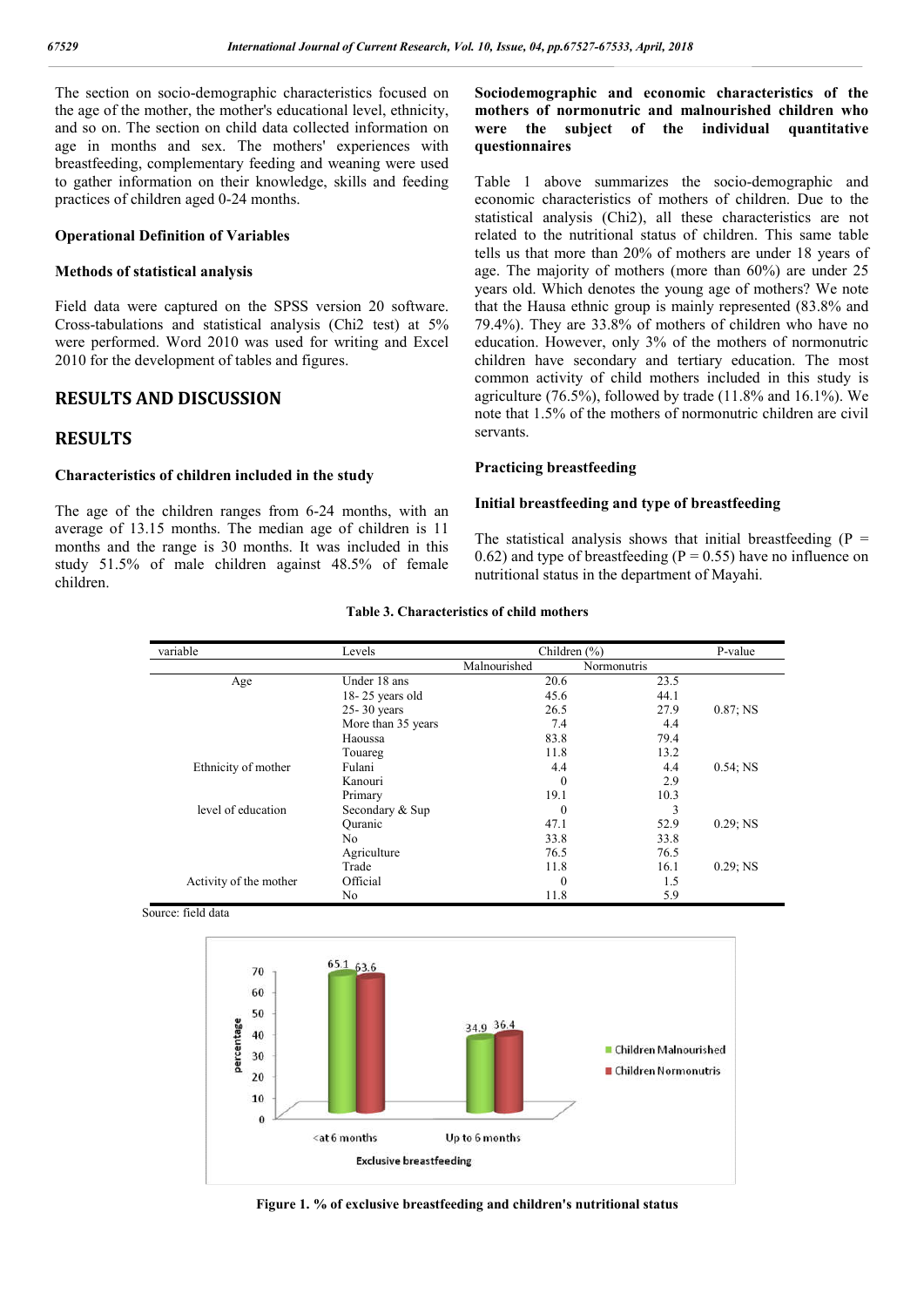The section on socio-demographic characteristics focused on the age of the mother, the mother's educational level, ethnicity, and so on. The section on child data collected information on age in months and sex. The mothers' experiences with breastfeeding, complementary feeding and weaning were used to gather information on their knowledge, skills and feeding practices of children aged 0-24 months.

### Operational Definition of Variables

### Methods of statistical analysis

Field data were captured on the SPSS version 20 software. Cross-tabulations and statistical analysis (Chi2 test) at 5% were performed. Word 2010 was used for writing and Excel 2010 for the development of tables and figures.

## RESULTS AND DISCUSSION

## RESULTS

### Characteristics of children included in the study

The age of the children ranges from 6-24 months, with an average of 13.15 months. The median age of children is 11 months and the range is 30 months. It was included in this study 51.5% of male children against 48.5% of female children.

### Sociodemographic and economic characteristics of the mothers of normonutric and malnourished children who were the subject of the individual quantitative questionnaires

Table 1 above summarizes the socio-demographic and economic characteristics of mothers of children. Due to the statistical analysis (Chi2), all these characteristics are not related to the nutritional status of children. This same table tells us that more than 20% of mothers are under 18 years of age. The majority of mothers (more than 60%) are under 25 years old. Which denotes the young age of mothers? We note that the Hausa ethnic group is mainly represented (83.8% and 79.4%). They are 33.8% of mothers of children who have no education. However, only 3% of the mothers of normonutric children have secondary and tertiary education. The most common activity of child mothers included in this study is agriculture (76.5%), followed by trade (11.8% and 16.1%). We note that 1.5% of the mothers of normonutric children are civil servants.

### Practicing breastfeeding

### Initial breastfeeding and type of breastfeeding

The statistical analysis shows that initial breastfeeding (P = 0.62) and type of breastfeeding (P = 0.55) have no influence on nutritional status in the department of Mayahi.

**Table 3. Characteristics of child mothers**

| variable | Levels | Children (%) | | P-value |
|---|---|---|---|---|
| | | Malnourished | Normonutris | |
| Age | Under 18 ans | 20.6 | 23.5 | |
| | 18- 25 years old | 45.6 | 44.1 | |
| | 25- 30 years | 26.5 | 27.9 | 0.87; NS |
| | More than 35 years | 7.4 | 4.4 | |
| Ethnicity of mother | Haoussa | 83.8 | 79.4 | |
| | Touareg | 11.8 | 13.2 | |
| | Fulani | 4.4 | 4.4 | 0.54; NS |
| | Kanouri | 0 | 2.9 | |
| level of education | Primary | 19.1 | 10.3 | |
| | Secondary & Sup | 0 | 3 | |
| | Quranic | 47.1 | 52.9 | 0.29; NS |
| | No | 33.8 | 33.8 | |
| Activity of the mother | Agriculture | 76.5 | 76.5 | |
| | Trade | 11.8 | 16.1 | 0.29; NS |
| | Official | 0 | 1.5 | |
| | No | 11.8 | 5.9 | |

Source: field data

**Figure 1. % of exclusive breastfeeding and children's nutritional status**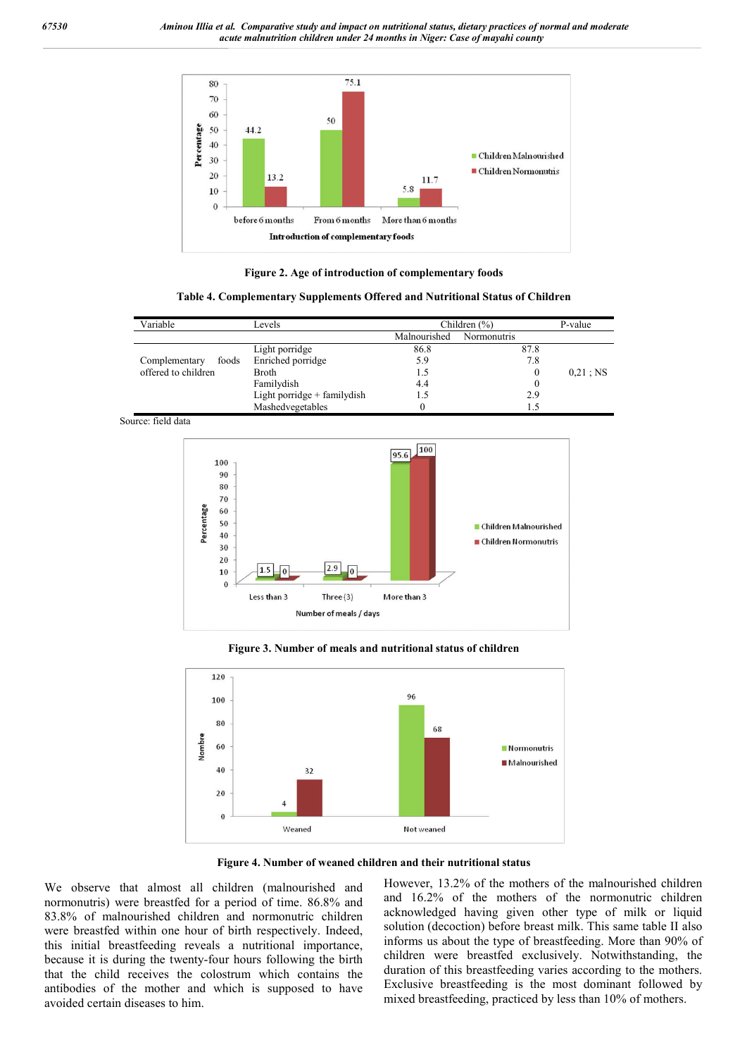Figure 2. Age of introduction of complementary foods

**Table 4. Complementary Supplements Offered and Nutritional Status of Children**

| Variable | Levels | Children (%) | | P-value |
|---|---|---|---|---|
| | | Malnourished | Normonutris | |
| Complementary foods offered to children | Light porridge | 86.8 | 87.8 | 0,21 ; NS |
| | Enriched porridge | 5.9 | 7.8 | |
| | Broth | 1.5 | 0 | |
| | Familydish | 4.4 | 0 | |
| | Light porridge + familydish | 1.5 | 2.9 | |
| | Mashedvegetables | 0 | 1.5 | |

Source: field data

Figure 3. Number of meals and nutritional status of children

Figure 4. Number of weaned children and their nutritional status

We observe that almost all children (malnourished and normonutris) were breastfed for a period of time. 86.8% and 83.8% of malnourished children and normonutric children were breastfed within one hour of birth respectively. Indeed, this initial breastfeeding reveals a nutritional importance, because it is during the twenty-four hours following the birth that the child receives the colostrum which contains the antibodies of the mother and which is supposed to have avoided certain diseases to him.

However, 13.2% of the mothers of the malnourished children and 16.2% of the mothers of the normonutric children acknowledged having given other type of milk or liquid solution (decoction) before breast milk. This same table II also informs us about the type of breastfeeding. More than 90% of children were breastfed exclusively. Notwithstanding, the duration of this breastfeeding varies according to the mothers. Exclusive breastfeeding is the most dominant followed by mixed breastfeeding, practiced by less than 10% of mothers.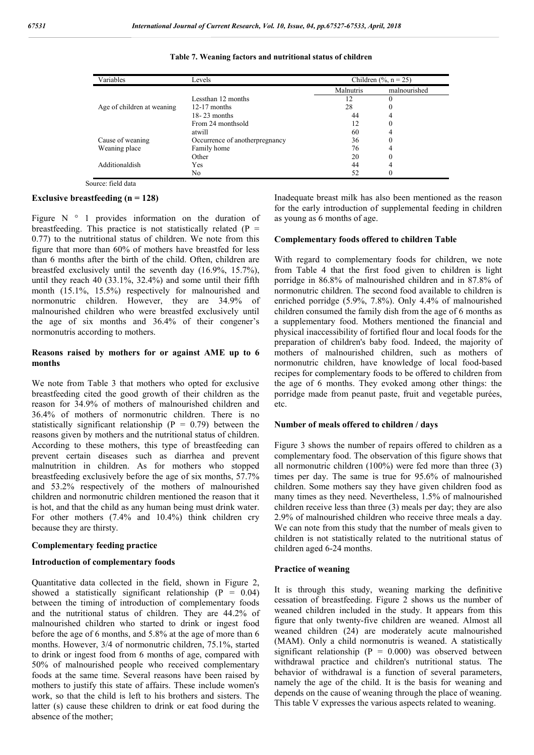**Table 7. Weaning factors and nutritional status of children**

| Variables | Levels | Children (%, n = 25) | |
|---|---|---|---|
| | | Malnutris | malnourished |
| Age of children at weaning | Lessthan 12 months | 12 | 0 |
| | 12-17 months | 28 | 0 |
| | 18- 23 months | 44 | 4 |
| | From 24 monthsold | 12 | 0 |
| | atwill | 60 | 4 |
| Cause of weaning | Occurrence of anotherpregnancy | 36 | 0 |
| Weaning place | Family home | 76 | 4 |
| | Other | 20 | 0 |
| Additionaldish | Yes | 44 | 4 |
| | No | 52 | 0 |

Source: field data

### Exclusive breastfeeding (n = 128)

Figure N ° 1 provides information on the duration of breastfeeding. This practice is not statistically related (P = 0.77) to the nutritional status of children. We note from this figure that more than 60% of mothers have breastfed for less than 6 months after the birth of the child. Often, children are breastfed exclusively until the seventh day (16.9%, 15.7%), until they reach 40 (33.1%, 32.4%) and some until their fifth month (15.1%, 15.5%) respectively for malnourished and normonutric children. However, they are 34.9% of malnourished children who were breastfed exclusively until the age of six months and 36.4% of their congener's normonutris according to mothers.

### Reasons raised by mothers for or against AME up to 6 months

We note from Table 3 that mothers who opted for exclusive breastfeeding cited the good growth of their children as the reason for 34.9% of mothers of malnourished children and 36.4% of mothers of normonutric children. There is no statistically significant relationship (P = 0.79) between the reasons given by mothers and the nutritional status of children. According to these mothers, this type of breastfeeding can prevent certain diseases such as diarrhea and prevent malnutrition in children. As for mothers who stopped breastfeeding exclusively before the age of six months, 57.7% and 53.2% respectively of the mothers of malnourished children and normonutric children mentioned the reason that it is hot, and that the child as any human being must drink water. For other mothers (7.4% and 10.4%) think children cry because they are thirsty.

### Complementary feeding practice

### Introduction of complementary foods

Quantitative data collected in the field, shown in Figure 2, showed a statistically significant relationship (P = 0.04) between the timing of introduction of complementary foods and the nutritional status of children. They are 44.2% of malnourished children who started to drink or ingest food before the age of 6 months, and 5.8% at the age of more than 6 months. However, 3/4 of normonutric children, 75.1%, started to drink or ingest food from 6 months of age, compared with 50% of malnourished people who received complementary foods at the same time. Several reasons have been raised by mothers to justify this state of affairs. These include women's work, so that the child is left to his brothers and sisters. The latter (s) cause these children to drink or eat food during the absence of the mother;

Inadequate breast milk has also been mentioned as the reason for the early introduction of supplemental feeding in children as young as 6 months of age.

### Complementary foods offered to children Table

With regard to complementary foods for children, we note from Table 4 that the first food given to children is light porridge in 86.8% of malnourished children and in 87.8% of normonutric children. The second food available to children is enriched porridge (5.9%, 7.8%). Only 4.4% of malnourished children consumed the family dish from the age of 6 months as a supplementary food. Mothers mentioned the financial and physical inaccessibility of fortified flour and local foods for the preparation of children's baby food. Indeed, the majority of mothers of malnourished children, such as mothers of normonutric children, have knowledge of local food-based recipes for complementary foods to be offered to children from the age of 6 months. They evoked among other things: the porridge made from peanut paste, fruit and vegetable purées, etc.

### Number of meals offered to children / days

Figure 3 shows the number of repairs offered to children as a complementary food. The observation of this figure shows that all normonutric children (100%) were fed more than three (3) times per day. The same is true for 95.6% of malnourished children. Some mothers say they have given children food as many times as they need. Nevertheless, 1.5% of malnourished children receive less than three (3) meals per day; they are also 2.9% of malnourished children who receive three meals a day. We can note from this study that the number of meals given to children is not statistically related to the nutritional status of children aged 6-24 months.

### Practice of weaning

It is through this study, weaning marking the definitive cessation of breastfeeding. Figure 2 shows us the number of weaned children included in the study. It appears from this figure that only twenty-five children are weaned. Almost all weaned children (24) are moderately acute malnourished (MAM). Only a child normonutris is weaned. A statistically significant relationship (P = 0.000) was observed between withdrawal practice and children's nutritional status. The behavior of withdrawal is a function of several parameters, namely the age of the child. It is the basis for weaning and depends on the cause of weaning through the place of weaning. This table V expresses the various aspects related to weaning.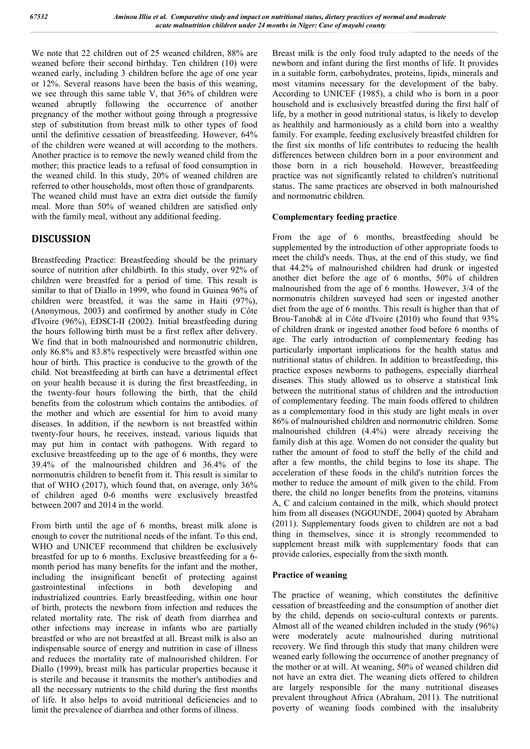We note that 22 children out of 25 weaned children, 88% are weaned before their second birthday. Ten children (10) were weaned early, including 3 children before the age of one year or 12%. Several reasons have been the basis of this weaning, we see through this same table V, that 36% of children were weaned abruptly following the occurrence of another pregnancy of the mother without going through a progressive step of substitution from breast milk to other types of food until the definitive cessation of breastfeeding. However, 64% of the children were weaned at will according to the mothers. Another practice is to remove the newly weaned child from the mother; this practice leads to a refusal of food consumption in the weaned child. In this study, 20% of weaned children are referred to other households, most often those of grandparents. The weaned child must have an extra diet outside the family meal. More than 50% of weaned children are satisfied only with the family meal, without any additional feeding.

## DISCUSSION

Breastfeeding Practice: Breastfeeding should be the primary source of nutrition after childbirth. In this study, over 92% of children were breastfed for a period of time. This result is similar to that of Diallo in 1999, who found in Guinea 96% of children were breastfed, it was the same in Haiti (97%), (Anonymous, 2003) and confirmed by another study in Côte d'Ivoire (96%), EDSCI-II (2002). Initial breastfeeding during the hours following birth must be a first reflex after delivery. We find that in both malnourished and normonutric children, only 86.8% and 83.8% respectively were breastfed within one hour of birth. This practice is conducive to the growth of the child. Not breastfeeding at birth can have a detrimental effect on your health because it is during the first breastfeeding, in the twenty-four hours following the birth, that the child benefits from the colostrum which contains the antibodies. of the mother and which are essential for him to avoid many diseases. In addition, if the newborn is not breastfed within twenty-four hours, he receives, instead, various liquids that may put him in contact with pathogens. With regard to exclusive breastfeeding up to the age of 6 months, they were 39.4% of the malnourished children and 36.4% of the normonutris children to benefit from it. This result is similar to that of WHO (2017), which found that, on average, only 36% of children aged 0-6 months were exclusively breastfed between 2007 and 2014 in the world.

From birth until the age of 6 months, breast milk alone is enough to cover the nutritional needs of the infant. To this end, WHO and UNICEF recommend that children be exclusively breastfed for up to 6 months. Exclusive breastfeeding for a 6-month period has many benefits for the infant and the mother, including the insignificant benefit of protecting against gastrointestinal infections in both developing and industrialized countries. Early breastfeeding, within one hour of birth, protects the newborn from infection and reduces the related mortality rate. The risk of death from diarrhea and other infections may increase in infants who are partially breastfed or who are not breastfed at all. Breast milk is also an indispensable source of energy and nutrition in case of illness and reduces the mortality rate of malnourished children. For Diallo (1999), breast milk has particular properties because it is sterile and because it transmits the mother's antibodies and all the necessary nutrients to the child during the first months of life. It also helps to avoid nutritional deficiencies and to limit the prevalence of diarrhea and other forms of illness.

Breast milk is the only food truly adapted to the needs of the newborn and infant during the first months of life. It provides in a suitable form, carbohydrates, proteins, lipids, minerals and most vitamins necessary for the development of the baby. According to UNICEF (1985), a child who is born in a poor household and is exclusively breastfed during the first half of life, by a mother in good nutritional status, is likely to develop as healthily and harmoniously as a child born into a wealthy family. For example, feeding exclusively breastfed children for the first six months of life contributes to reducing the health differences between children born in a poor environment and those born in a rich household. However, breastfeeding practice was not significantly related to children's nutritional status. The same practices are observed in both malnourished and normonutric children.

### Complementary feeding practice

From the age of 6 months, breastfeeding should be supplemented by the introduction of other appropriate foods to meet the child's needs. Thus, at the end of this study, we find that 44.2% of malnourished children had drunk or ingested another diet before the age of 6 months, 50% of children malnourished from the age of 6 months. However, 3/4 of the normonutris children surveyed had seen or ingested another diet from the age of 6 months. This result is higher than that of Brou-Tanoh& al in Côte d'Ivoire (2010) who found that 93% of children drank or ingested another food before 6 months of age. The early introduction of complementary feeding has particularly important implications for the health status and nutritional status of children. In addition to breastfeeding, this practice exposes newborns to pathogens, especially diarrheal diseases. This study allowed us to observe a statistical link between the nutritional status of children and the introduction of complementary feeding. The main foods offered to children as a complementary food in this study are light meals in over 86% of malnourished children and normonutric children. Some malnourished children (4.4%) were already receiving the family dish at this age. Women do not consider the quality but rather the amount of food to stuff the belly of the child and after a few months, the child begins to lose its shape. The acceleration of these foods in the child's nutrition forces the mother to reduce the amount of milk given to the child. From there, the child no longer benefits from the proteins, vitamins A, C and calcium contained in the milk, which should protect him from all diseases (NGOUNDE, 2004) quoted by Abraham (2011). Supplementary foods given to children are not a bad thing in themselves, since it is strongly recommended to supplement breast milk with supplementary foods that can provide calories, especially from the sixth month.

### Practice of weaning

The practice of weaning, which constitutes the definitive cessation of breastfeeding and the consumption of another diet by the child, depends on socio-cultural contexts or parents. Almost all of the weaned children included in the study (96%) were moderately acute malnourished during nutritional recovery. We find through this study that many children were weaned early following the occurrence of another pregnancy of the mother or at will. At weaning, 50% of weaned children did not have an extra diet. The weaning diets offered to children are largely responsible for the many nutritional diseases prevalent throughout Africa (Abraham, 2011). The nutritional poverty of weaning foods combined with the insalubrity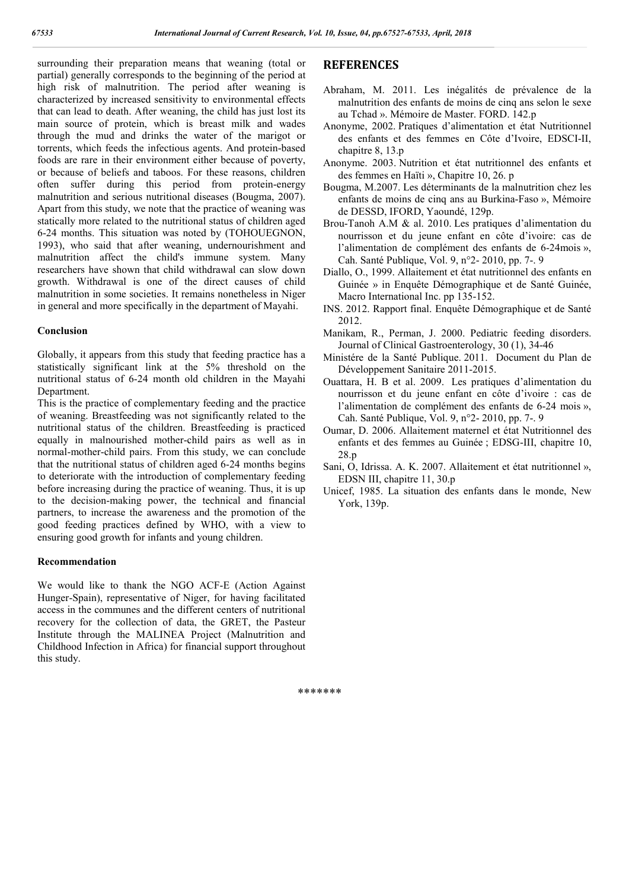surrounding their preparation means that weaning (total or partial) generally corresponds to the beginning of the period at high risk of malnutrition. The period after weaning is characterized by increased sensitivity to environmental effects that can lead to death. After weaning, the child has just lost its main source of protein, which is breast milk and wades through the mud and drinks the water of the marigot or torrents, which feeds the infectious agents. And protein-based foods are rare in their environment either because of poverty, or because of beliefs and taboos. For these reasons, children often suffer during this period from protein-energy malnutrition and serious nutritional diseases (Bougma, 2007). Apart from this study, we note that the practice of weaning was statically more related to the nutritional status of children aged 6-24 months. This situation was noted by (TOHOUEGNON, 1993), who said that after weaning, undernourishment and malnutrition affect the child's immune system. Many researchers have shown that child withdrawal can slow down growth. Withdrawal is one of the direct causes of child malnutrition in some societies. It remains nonetheless in Niger in general and more specifically in the department of Mayahi.

### Conclusion

Globally, it appears from this study that feeding practice has a statistically significant link at the 5% threshold on the nutritional status of 6-24 month old children in the Mayahi Department.

This is the practice of complementary feeding and the practice of weaning. Breastfeeding was not significantly related to the nutritional status of the children. Breastfeeding is practiced equally in malnourished mother-child pairs as well as in normal-mother-child pairs. From this study, we can conclude that the nutritional status of children aged 6-24 months begins to deteriorate with the introduction of complementary feeding before increasing during the practice of weaning. Thus, it is up to the decision-making power, the technical and financial partners, to increase the awareness and the promotion of the good feeding practices defined by WHO, with a view to ensuring good growth for infants and young children.

### Recommendation

We would like to thank the NGO ACF-E (Action Against Hunger-Spain), representative of Niger, for having facilitated access in the communes and the different centers of nutritional recovery for the collection of data, the GRET, the Pasteur Institute through the MALINEA Project (Malnutrition and Childhood Infection in Africa) for financial support throughout this study.

## REFERENCES

Abraham, M. 2011. Les inégalités de prévalence de la malnutrition des enfants de moins de cinq ans selon le sexe au Tchad ». Mémoire de Master. FORD. 142.p

Anonyme, 2002. Pratiques d'alimentation et état Nutritionnel des enfants et des femmes en Côte d'Ivoire, EDSCI-II, chapitre 8, 13.p

Anonyme. 2003. Nutrition et état nutritionnel des enfants et des femmes en Haïti », Chapitre 10, 26. p

Bougma, M.2007. Les déterminants de la malnutrition chez les enfants de moins de cinq ans au Burkina-Faso », Mémoire de DESSD, IFORD, Yaoundé, 129p.

Brou-Tanoh A.M & al. 2010. Les pratiques d'alimentation du nourrisson et du jeune enfant en côte d'ivoire: cas de l'alimentation de complément des enfants de 6-24mois », Cah. Santé Publique, Vol. 9, n°2- 2010, pp. 7-. 9

Diallo, O., 1999. Allaitement et état nutritionnel des enfants en Guinée » in Enquête Démographique et de Santé Guinée, Macro International Inc. pp 135-152.

INS. 2012. Rapport final. Enquête Démographique et de Santé 2012.

Manikam, R., Perman, J. 2000. Pediatric feeding disorders. Journal of Clinical Gastroenterology, 30 (1), 34-46

Ministére de la Santé Publique. 2011. Document du Plan de Développement Sanitaire 2011-2015.

Ouattara, H. B et al. 2009. Les pratiques d'alimentation du nourrisson et du jeune enfant en côte d'ivoire : cas de l'alimentation de complément des enfants de 6-24 mois », Cah. Santé Publique, Vol. 9, n°2- 2010, pp. 7-. 9

Oumar, D. 2006. Allaitement maternel et état Nutritionnel des enfants et des femmes au Guinée ; EDSG-III, chapitre 10, 28.p

Sani, O, Idrissa. A. K. 2007. Allaitement et état nutritionnel », EDSN III, chapitre 11, 30.p

Unicef, 1985. La situation des enfants dans le monde, New York, 139p.

*******